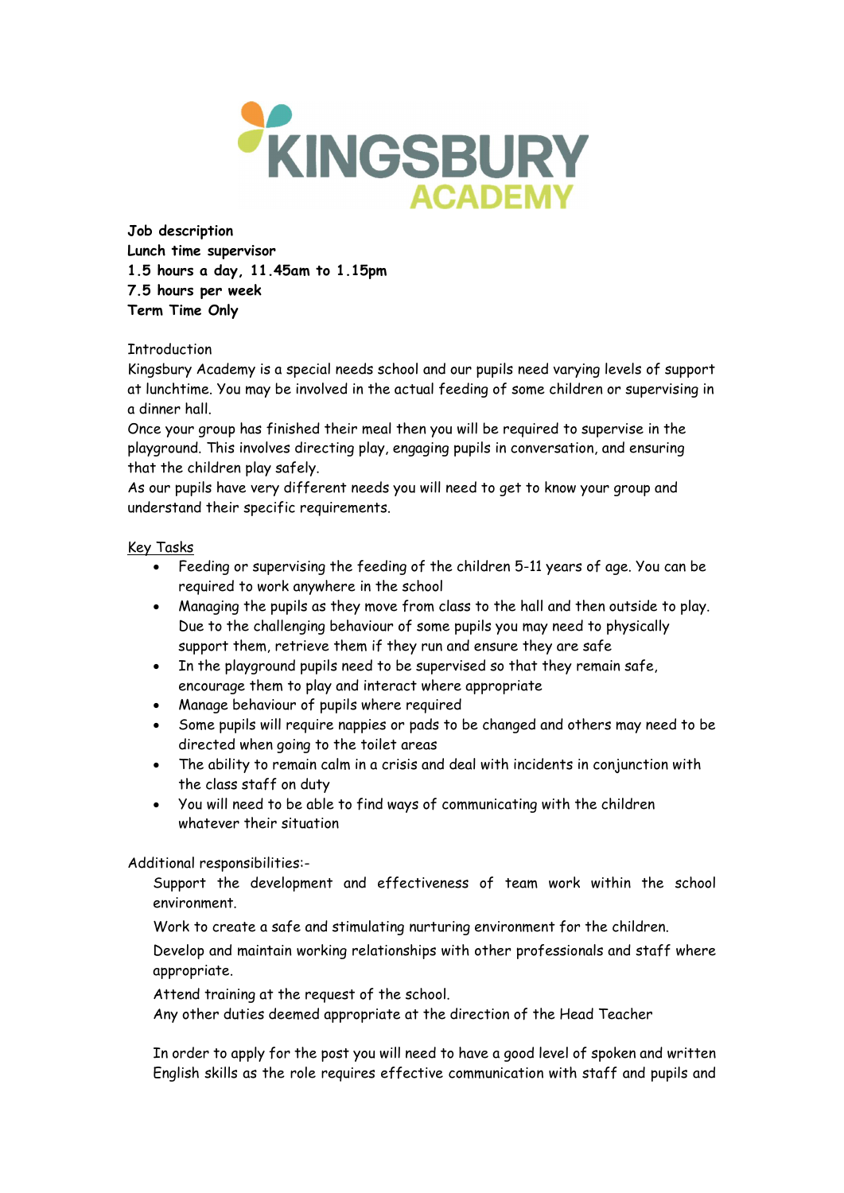KINGSBURY ACADEMY

**Job description**
**Lunch time supervisor**
**1.5 hours a day, 11.45am to 1.15pm**
**7.5 hours per week**
**Term Time Only**

Introduction
Kingsbury Academy is a special needs school and our pupils need varying levels of support at lunchtime. You may be involved in the actual feeding of some children or supervising in a dinner hall.
Once your group has finished their meal then you will be required to supervise in the playground. This involves directing play, engaging pupils in conversation, and ensuring that the children play safely.
As our pupils have very different needs you will need to get to know your group and understand their specific requirements.

Key Tasks

- Feeding or supervising the feeding of the children 5-11 years of age. You can be required to work anywhere in the school
- Managing the pupils as they move from class to the hall and then outside to play. Due to the challenging behaviour of some pupils you may need to physically support them, retrieve them if they run and ensure they are safe
- In the playground pupils need to be supervised so that they remain safe, encourage them to play and interact where appropriate
- Manage behaviour of pupils where required
- Some pupils will require nappies or pads to be changed and others may need to be directed when going to the toilet areas
- The ability to remain calm in a crisis and deal with incidents in conjunction with the class staff on duty
- You will need to be able to find ways of communicating with the children whatever their situation

Additional responsibilities:-

Support the development and effectiveness of team work within the school environment.

Work to create a safe and stimulating nurturing environment for the children.

Develop and maintain working relationships with other professionals and staff where appropriate.

Attend training at the request of the school.
Any other duties deemed appropriate at the direction of the Head Teacher

In order to apply for the post you will need to have a good level of spoken and written English skills as the role requires effective communication with staff and pupils and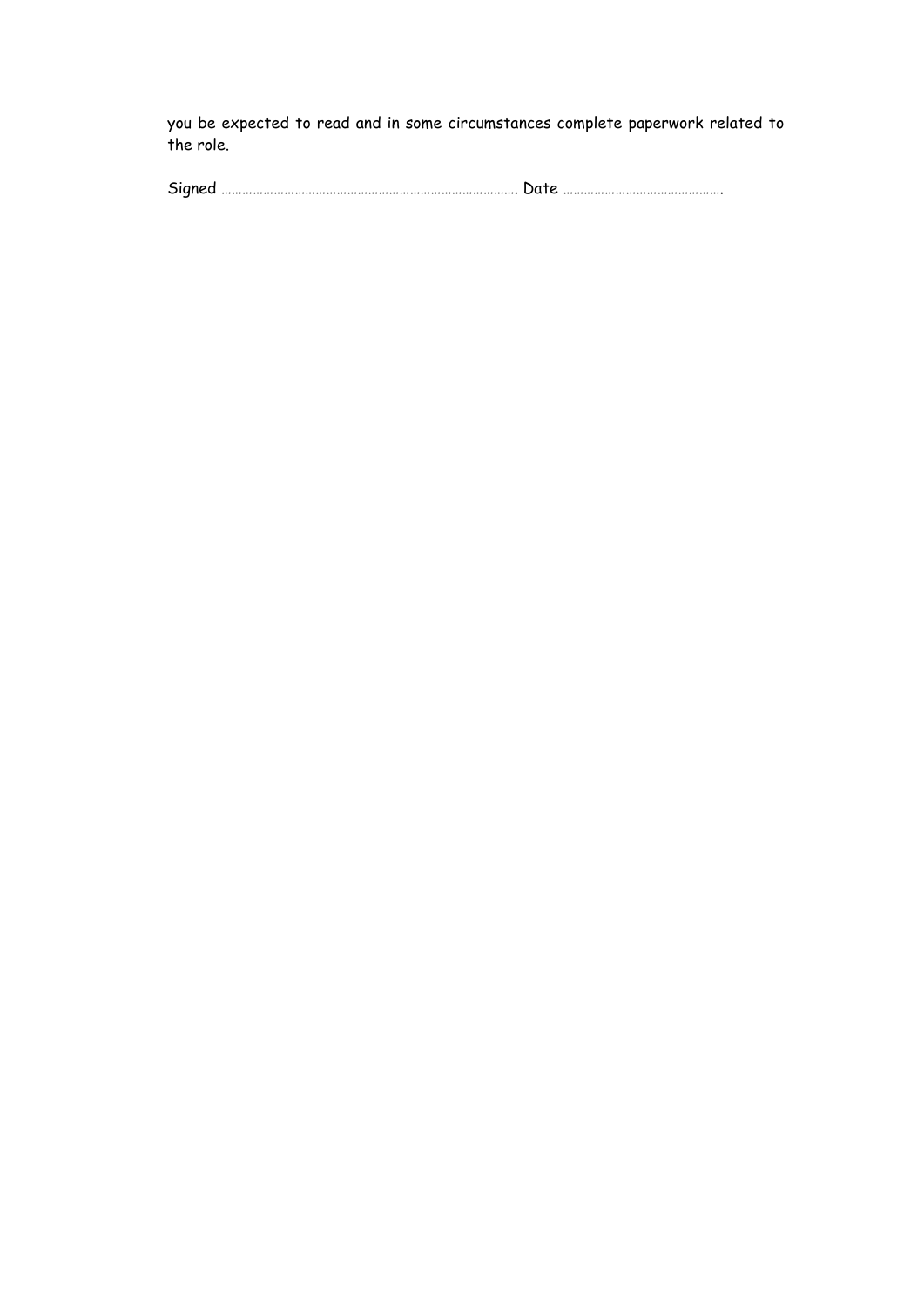you be expected to read and in some circumstances complete paperwork related to the role.

Signed ………………………………………………………………………………. Date ……………………………………….